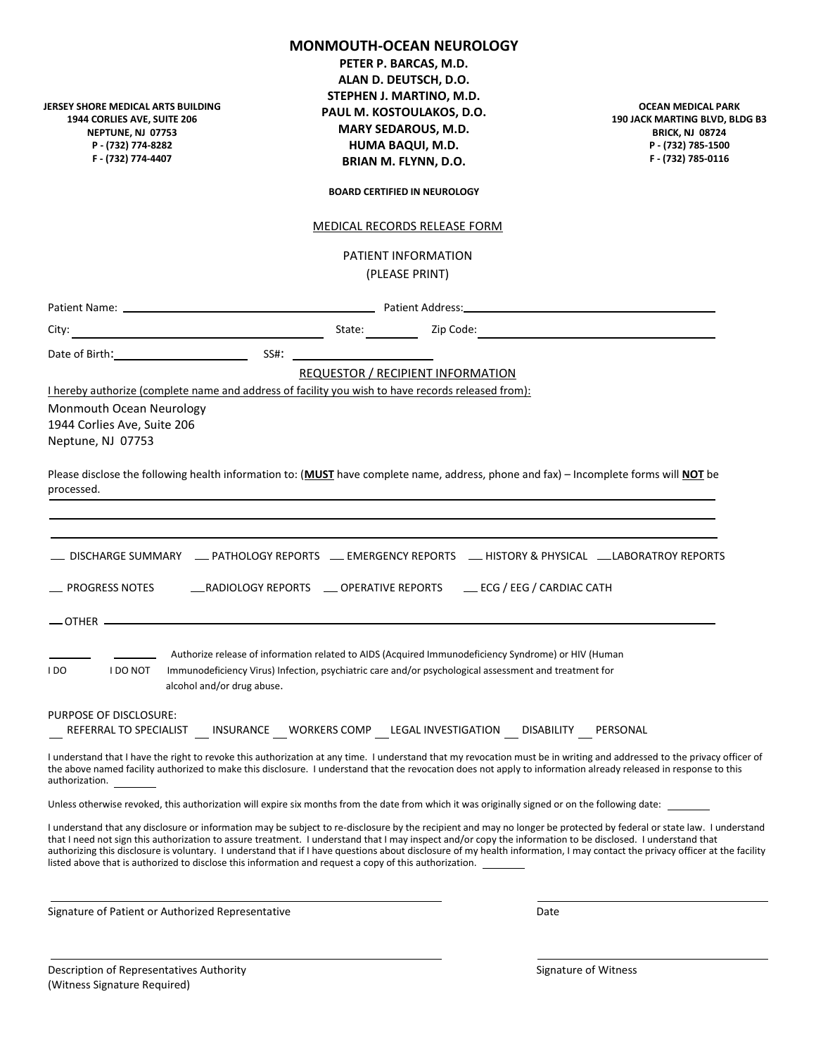# MONMOUTH-OCEAN NEUROLOGY

**PETER P. BARCAS, M.D.**
**ALAN D. DEUTSCH, D.O.**
**STEPHEN J. MARTINO, M.D.**
**PAUL M. KOSTOULAKOS, D.O.**
**MARY SEDAROUS, M.D.**
**HUMA BAQUI, M.D.**
**BRIAN M. FLYNN, D.O.**

**JERSEY SHORE MEDICAL ARTS BUILDING**
**1944 CORLIES AVE, SUITE 206**
**NEPTUNE, NJ 07753**
**P - (732) 774-8282**
**F - (732) 774-4407**

**OCEAN MEDICAL PARK**
**190 JACK MARTING BLVD, BLDG B3**
**BRICK, NJ 08724**
**P - (732) 785-1500**
**F - (732) 785-0116**

**BOARD CERTIFIED IN NEUROLOGY**

MEDICAL RECORDS RELEASE FORM

PATIENT INFORMATION
(PLEASE PRINT)

Patient Name: ____________________ Patient Address: ____________________

City: ____________________ State: ________ Zip Code: ____________________

Date of Birth: ____________________ SS#: ____________________

REQUESTOR / RECIPIENT INFORMATION

I hereby authorize (complete name and address of facility you wish to have records released from):

Monmouth Ocean Neurology
1944 Corlies Ave, Suite 206
Neptune, NJ 07753

Please disclose the following health information to: (**MUST** have complete name, address, phone and fax) – Incomplete forms will **NOT** be processed.

______________________________________________________________

______________________________________________________________

___ DISCHARGE SUMMARY ___ PATHOLOGY REPORTS ___ EMERGENCY REPORTS ___ HISTORY & PHYSICAL ___ LABORATROY REPORTS

___ PROGRESS NOTES ___ RADIOLOGY REPORTS ___ OPERATIVE REPORTS ___ ECG / EEG / CARDIAC CATH

___ OTHER ____________________________________________

______ I DO ______ I DO NOT Authorize release of information related to AIDS (Acquired Immunodeficiency Syndrome) or HIV (Human Immunodeficiency Virus) Infection, psychiatric care and/or psychological assessment and treatment for alcohol and/or drug abuse.

PURPOSE OF DISCLOSURE:
___ REFERRAL TO SPECIALIST ___ INSURANCE ___ WORKERS COMP ___ LEGAL INVESTIGATION ___ DISABILITY ___ PERSONAL

I understand that I have the right to revoke this authorization at any time. I understand that my revocation must be in writing and addressed to the privacy officer of the above named facility authorized to make this disclosure. I understand that the revocation does not apply to information already released in response to this authorization. ______

Unless otherwise revoked, this authorization will expire six months from the date from which it was originally signed or on the following date: ______

I understand that any disclosure or information may be subject to re-disclosure by the recipient and may no longer be protected by federal or state law. I understand that I need not sign this authorization to assure treatment. I understand that I may inspect and/or copy the information to be disclosed. I understand that authorizing this disclosure is voluntary. I understand that if I have questions about disclosure of my health information, I may contact the privacy officer at the facility listed above that is authorized to disclose this information and request a copy of this authorization. ______

____________________________________ ____________________
Signature of Patient or Authorized Representative Date

____________________________________ ____________________
Description of Representatives Authority Signature of Witness
(Witness Signature Required)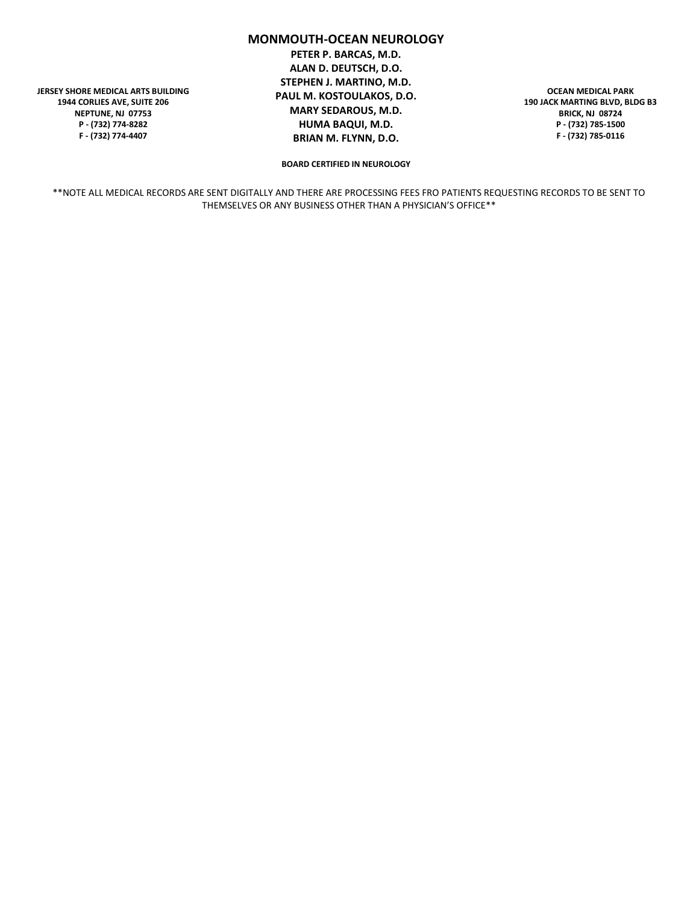# MONMOUTH-OCEAN NEUROLOGY

**PETER P. BARCAS, M.D.**
**ALAN D. DEUTSCH, D.O.**
**STEPHEN J. MARTINO, M.D.**
**PAUL M. KOSTOULAKOS, D.O.**
**MARY SEDAROUS, M.D.**
**HUMA BAQUI, M.D.**
**BRIAN M. FLYNN, D.O.**

**JERSEY SHORE MEDICAL ARTS BUILDING**
**1944 CORLIES AVE, SUITE 206**
**NEPTUNE, NJ 07753**
**P - (732) 774-8282**
**F - (732) 774-4407**

**OCEAN MEDICAL PARK**
**190 JACK MARTING BLVD, BLDG B3**
**BRICK, NJ 08724**
**P - (732) 785-1500**
**F - (732) 785-0116**

**BOARD CERTIFIED IN NEUROLOGY**

**NOTE ALL MEDICAL RECORDS ARE SENT DIGITALLY AND THERE ARE PROCESSING FEES FRO PATIENTS REQUESTING RECORDS TO BE SENT TO THEMSELVES OR ANY BUSINESS OTHER THAN A PHYSICIAN'S OFFICE**